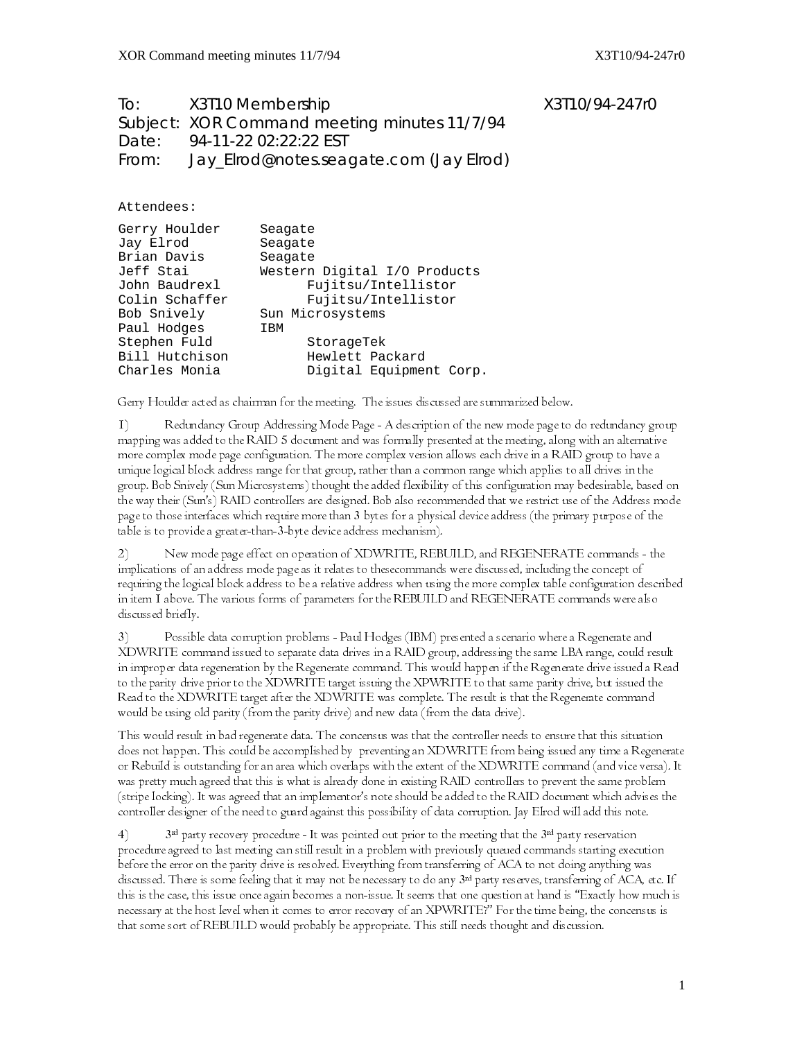To: X3T10 Membership X3T10/94-247r0
Subject: XOR Command meeting minutes 11/7/94
Date: 94-11-22 02:22:22 EST
From: Jay_Elrod@notes.seagate.com (Jay Elrod)

Attendees:

| | |
|---|---|
| Gerry Houlder | Seagate |
| Jay Elrod | Seagate |
| Brian Davis | Seagate |
| Jeff Stai | Western Digital I/O Products |
| John Baudrexl | Fujitsu/Intellistor |
| Colin Schaffer | Fujitsu/Intellistor |
| Bob Snively | Sun Microsystems |
| Paul Hodges | IBM |
| Stephen Fuld | StorageTek |
| Bill Hutchison | Hewlett Packard |
| Charles Monia | Digital Equipment Corp. |

Gerry Houlder acted as chairman for the meeting. The issues discussed are summarized below.

1) Redundancy Group Addressing Mode Page - A description of the new mode page to do redundancy group mapping was added to the RAID 5 document and was formally presented at the meeting, along with an alternative more complex mode page configuration. The more complex version allows each drive in a RAID group to have a unique logical block address range for that group, rather than a common range which applies to all drives in the group. Bob Snively (Sun Microsystems) thought the added flexibility of this configuration may bedesirable, based on the way their (Sun's) RAID controllers are designed. Bob also recommended that we restrict use of the Address mode page to those interfaces which require more than 3 bytes for a physical device address (the primary purpose of the table is to provide a greater-than-3-byte device address mechanism).

2) New mode page effect on operation of XDWRITE, REBUILD, and REGENERATE commands - the implications of an address mode page as it relates to thesecommands were discussed, including the concept of requiring the logical block address to be a relative address when using the more complex table configuration described in item 1 above. The various forms of parameters for the REBUILD and REGENERATE commands were also discussed briefly.

3) Possible data corruption problems - Paul Hodges (IBM) presented a scenario where a Regenerate and XDWRITE command issued to separate data drives in a RAID group, addressing the same LBA range, could result in improper data regeneration by the Regenerate command. This would happen if the Regenerate drive issued a Read to the parity drive prior to the XDWRITE target issuing the XPWRITE to that same parity drive, but issued the Read to the XDWRITE target after the XDWRITE was complete. The result is that the Regenerate command would be using old parity (from the parity drive) and new data (from the data drive).

This would result in bad regenerate data. The concensus was that the controller needs to ensure that this situation does not happen. This could be accomplished by preventing an XDWRITE from being issued any time a Regenerate or Rebuild is outstanding for an area which overlaps with the extent of the XDWRITE command (and vice versa). It was pretty much agreed that this is what is already done in existing RAID controllers to prevent the same problem (stripe locking). It was agreed that an implementor's note should be added to the RAID document which advises the controller designer of the need to guard against this possibility of data corruption. Jay Elrod will add this note.

4) 3rd party recovery procedure - It was pointed out prior to the meeting that the 3rd party reservation procedure agreed to last meeting can still result in a problem with previously queued commands starting execution before the error on the parity drive is resolved. Everything from transferring of ACA to not doing anything was discussed. There is some feeling that it may not be necessary to do any 3rd party reserves, transferring of ACA, etc. If this is the case, this issue once again becomes a non-issue. It seems that one question at hand is "Exactly how much is necessary at the host level when it comes to error recovery of an XPWRITE?" For the time being, the concensus is that some sort of REBUILD would probably be appropriate. This still needs thought and discussion.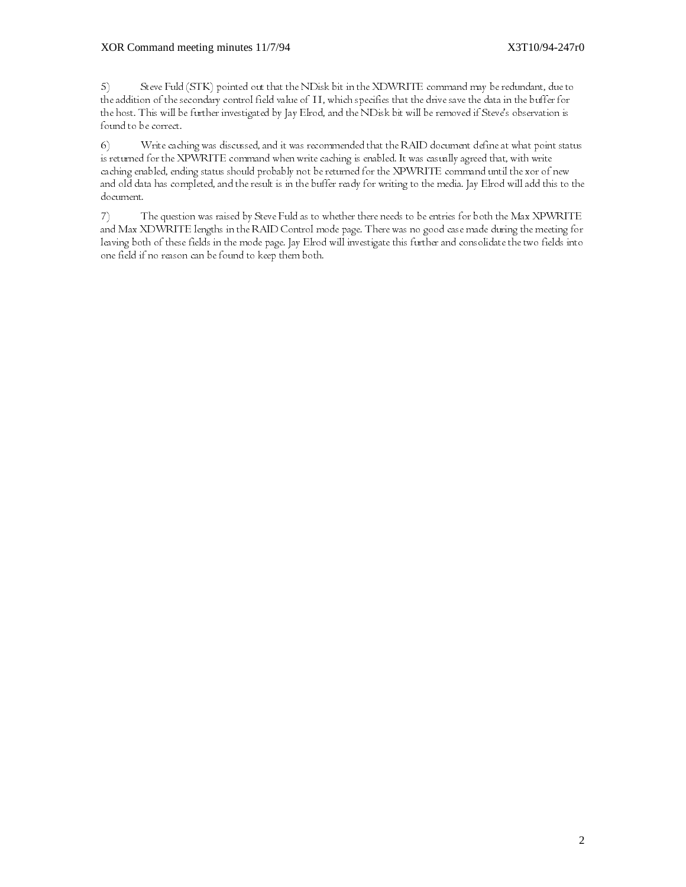5) Steve Fuld (STK) pointed out that the NDisk bit in the XDWRITE command may be redundant, due to the addition of the secondary control field value of 11, which specifies that the drive save the data in the buffer for the host. This will be further investigated by Jay Elrod, and the NDisk bit will be removed if Steve's observation is found to be correct.

6) Write caching was discussed, and it was recommended that the RAID document define at what point status is returned for the XPWRITE command when write caching is enabled. It was casually agreed that, with write caching enabled, ending status should probably not be returned for the XPWRITE command until the xor of new and old data has completed, and the result is in the buffer ready for writing to the media. Jay Elrod will add this to the document.

7) The question was raised by Steve Fuld as to whether there needs to be entries for both the Max XPWRITE and Max XDWRITE lengths in the RAID Control mode page. There was no good case made during the meeting for leaving both of these fields in the mode page. Jay Elrod will investigate this further and consolidate the two fields into one field if no reason can be found to keep them both.